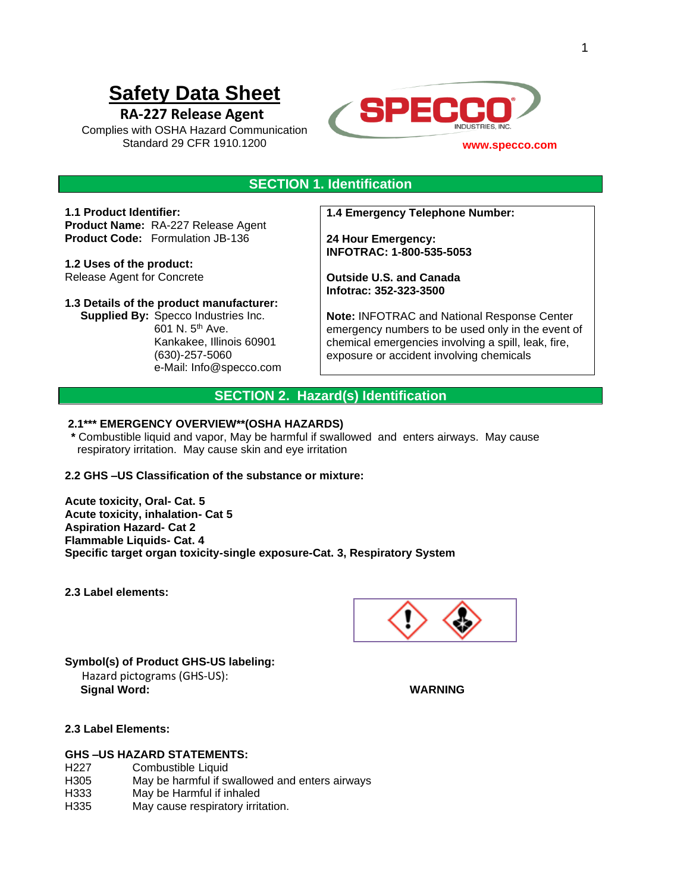# Safety Data Sheet

**RA-227 Release Agent**

Complies with OSHA Hazard Communication Standard 29 CFR 1910.1200

SPECCO INDUSTRIES, INC.

www.specco.com

## SECTION 1. Identification

**1.1 Product Identifier:**
**Product Name:** RA-227 Release Agent
**Product Code:** Formulation JB-136

**1.2 Uses of the product:**
Release Agent for Concrete

**1.3 Details of the product manufacturer:**
**Supplied By:** Specco Industries Inc.
601 N. 5th Ave.
Kankakee, Illinois 60901
(630)-257-5060
e-Mail: Info@specco.com

**1.4 Emergency Telephone Number:**

**24 Hour Emergency:**
**INFOTRAC: 1-800-535-5053**

**Outside U.S. and Canada**
**Infotrac: 352-323-3500**

**Note:** INFOTRAC and National Response Center emergency numbers to be used only in the event of chemical emergencies involving a spill, leak, fire, exposure or accident involving chemicals

## SECTION 2. Hazard(s) Identification

**2.1*** EMERGENCY OVERVIEW**(OSHA HAZARDS)**

**\*** Combustible liquid and vapor, May be harmful if swallowed and enters airways. May cause respiratory irritation. May cause skin and eye irritation

**2.2 GHS –US Classification of the substance or mixture:**

**Acute toxicity, Oral- Cat. 5**
**Acute toxicity, inhalation- Cat 5**
**Aspiration Hazard- Cat 2**
**Flammable Liquids- Cat. 4**
**Specific target organ toxicity-single exposure-Cat. 3, Respiratory System**

**2.3 Label elements:**

**Symbol(s) of Product GHS-US labeling:**
Hazard pictograms (GHS-US):
**Signal Word:** **WARNING**

**2.3 Label Elements:**

**GHS –US HAZARD STATEMENTS:**

| | |
|---|---|
| H227 | Combustible Liquid |
| H305 | May be harmful if swallowed and enters airways |
| H333 | May be Harmful if inhaled |
| H335 | May cause respiratory irritation. |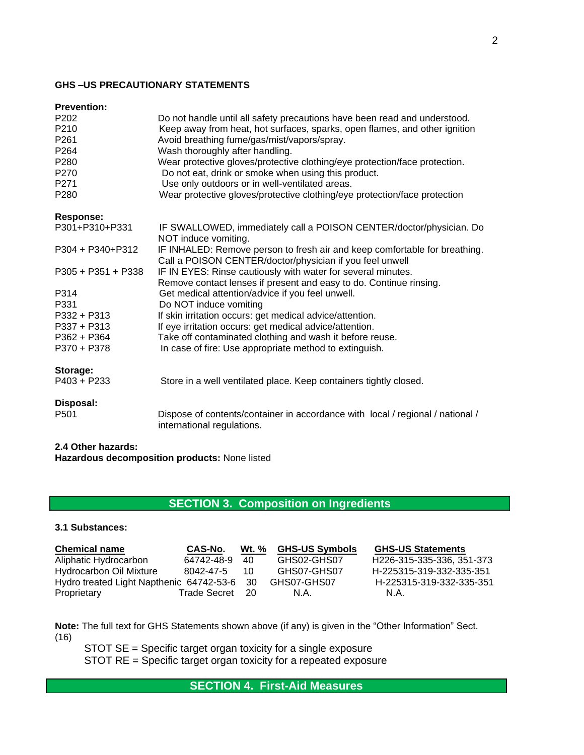**GHS –US PRECAUTIONARY STATEMENTS**

**Prevention:**

| | |
|---|---|
| P202 | Do not handle until all safety precautions have been read and understood. |
| P210 | Keep away from heat, hot surfaces, sparks, open flames, and other ignition |
| P261 | Avoid breathing fume/gas/mist/vapors/spray. |
| P264 | Wash thoroughly after handling. |
| P280 | Wear protective gloves/protective clothing/eye protection/face protection. |
| P270 | Do not eat, drink or smoke when using this product. |
| P271 | Use only outdoors or in well-ventilated areas. |
| P280 | Wear protective gloves/protective clothing/eye protection/face protection |

**Response:**

| | |
|---|---|
| P301+P310+P331 | IF SWALLOWED, immediately call a POISON CENTER/doctor/physician. Do NOT induce vomiting. |
| P304 + P340+P312 | IF INHALED: Remove person to fresh air and keep comfortable for breathing. Call a POISON CENTER/doctor/physician if you feel unwell |
| P305 + P351 + P338 | IF IN EYES: Rinse cautiously with water for several minutes. Remove contact lenses if present and easy to do. Continue rinsing. |
| P314 | Get medical attention/advice if you feel unwell. |
| P331 | Do NOT induce vomiting |
| P332 + P313 | If skin irritation occurs: get medical advice/attention. |
| P337 + P313 | If eye irritation occurs: get medical advice/attention. |
| P362 + P364 | Take off contaminated clothing and wash it before reuse. |
| P370 + P378 | In case of fire: Use appropriate method to extinguish. |

**Storage:**

| | |
|---|---|
| P403 + P233 | Store in a well ventilated place. Keep containers tightly closed. |

**Disposal:**

| | |
|---|---|
| P501 | Dispose of contents/container in accordance with local / regional / national / international regulations. |

**2.4 Other hazards:**
**Hazardous decomposition products:** None listed

## SECTION 3. Composition on Ingredients

**3.1 Substances:**

| Chemical name | CAS-No. | Wt. % | GHS-US Symbols | GHS-US Statements |
|---|---|---|---|---|
| Aliphatic Hydrocarbon | 64742-48-9 | 40 | GHS02-GHS07 | H226-315-335-336, 351-373 |
| Hydrocarbon Oil Mixture | 8042-47-5 | 10 | GHS07-GHS07 | H-225315-319-332-335-351 |
| Hydro treated Light Napthenic | 64742-53-6 | 30 | GHS07-GHS07 | H-225315-319-332-335-351 |
| Proprietary | Trade Secret | 20 | N.A. | N.A. |

**Note:** The full text for GHS Statements shown above (if any) is given in the "Other Information" Sect. (16)

STOT SE = Specific target organ toxicity for a single exposure
STOT RE = Specific target organ toxicity for a repeated exposure

## SECTION 4. First-Aid Measures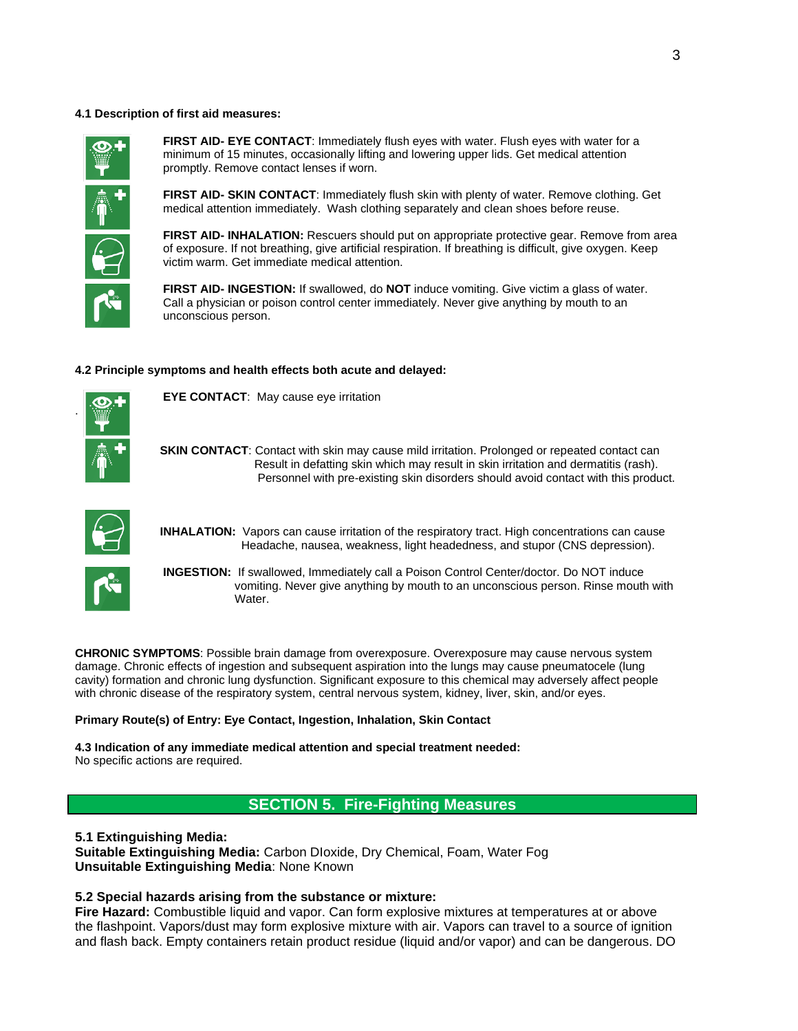**4.1 Description of first aid measures:**

**FIRST AID- EYE CONTACT**: Immediately flush eyes with water. Flush eyes with water for a minimum of 15 minutes, occasionally lifting and lowering upper lids. Get medical attention promptly. Remove contact lenses if worn.

**FIRST AID- SKIN CONTACT**: Immediately flush skin with plenty of water. Remove clothing. Get medical attention immediately. Wash clothing separately and clean shoes before reuse.

**FIRST AID- INHALATION:** Rescuers should put on appropriate protective gear. Remove from area of exposure. If not breathing, give artificial respiration. If breathing is difficult, give oxygen. Keep victim warm. Get immediate medical attention.

**FIRST AID- INGESTION:** If swallowed, do **NOT** induce vomiting. Give victim a glass of water. Call a physician or poison control center immediately. Never give anything by mouth to an unconscious person.

**4.2 Principle symptoms and health effects both acute and delayed:**

**EYE CONTACT**: May cause eye irritation

**SKIN CONTACT**: Contact with skin may cause mild irritation. Prolonged or repeated contact can Result in defatting skin which may result in skin irritation and dermatitis (rash). Personnel with pre-existing skin disorders should avoid contact with this product.

**INHALATION:** Vapors can cause irritation of the respiratory tract. High concentrations can cause Headache, nausea, weakness, light headedness, and stupor (CNS depression).

**INGESTION:** If swallowed, Immediately call a Poison Control Center/doctor. Do NOT induce vomiting. Never give anything by mouth to an unconscious person. Rinse mouth with Water.

**CHRONIC SYMPTOMS**: Possible brain damage from overexposure. Overexposure may cause nervous system damage. Chronic effects of ingestion and subsequent aspiration into the lungs may cause pneumatocele (lung cavity) formation and chronic lung dysfunction. Significant exposure to this chemical may adversely affect people with chronic disease of the respiratory system, central nervous system, kidney, liver, skin, and/or eyes.

**Primary Route(s) of Entry: Eye Contact, Ingestion, Inhalation, Skin Contact**

**4.3 Indication of any immediate medical attention and special treatment needed:**
No specific actions are required.

## SECTION 5. Fire-Fighting Measures

**5.1 Extinguishing Media:**
**Suitable Extinguishing Media:** Carbon DIoxide, Dry Chemical, Foam, Water Fog
**Unsuitable Extinguishing Media**: None Known

**5.2 Special hazards arising from the substance or mixture:**
**Fire Hazard:** Combustible liquid and vapor. Can form explosive mixtures at temperatures at or above the flashpoint. Vapors/dust may form explosive mixture with air. Vapors can travel to a source of ignition and flash back. Empty containers retain product residue (liquid and/or vapor) and can be dangerous. DO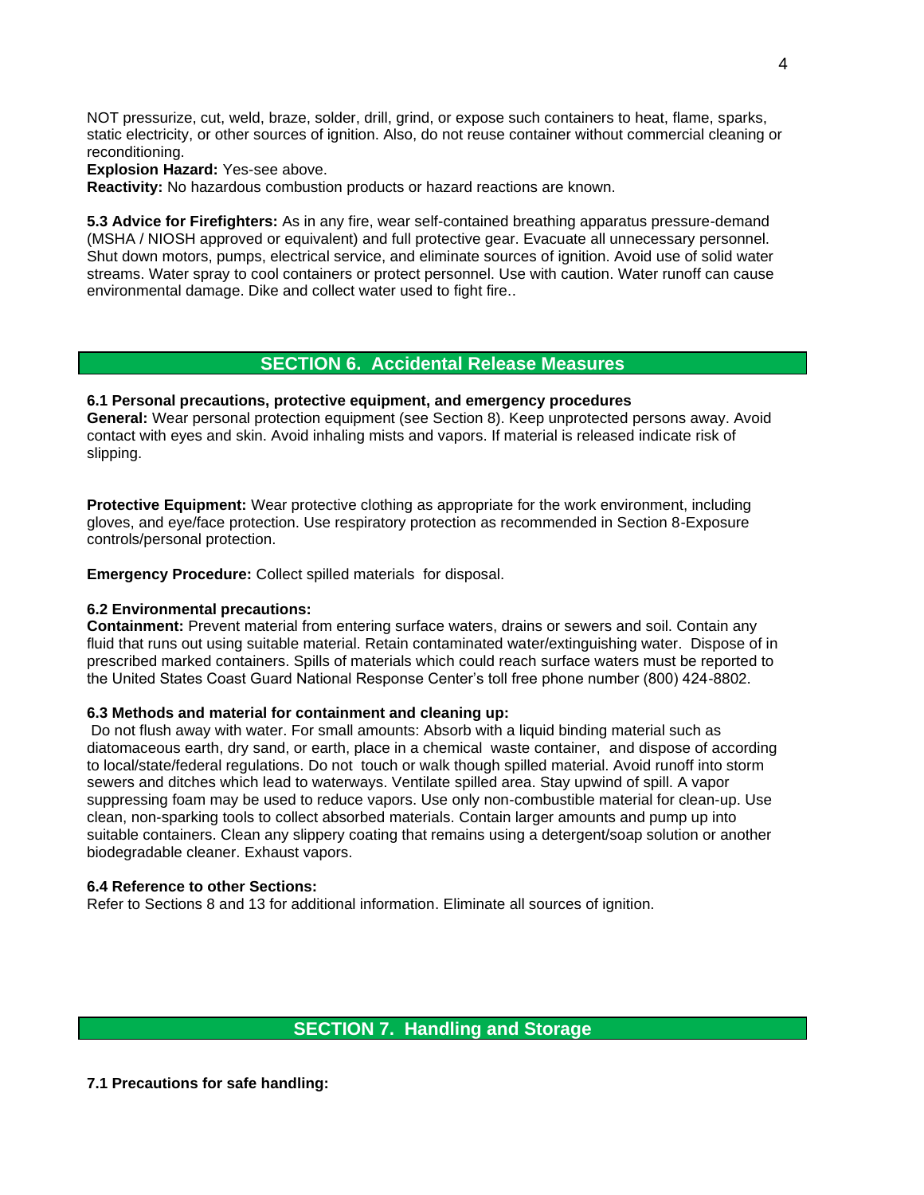NOT pressurize, cut, weld, braze, solder, drill, grind, or expose such containers to heat, flame, sparks, static electricity, or other sources of ignition. Also, do not reuse container without commercial cleaning or reconditioning.

**Explosion Hazard:** Yes-see above.

**Reactivity:** No hazardous combustion products or hazard reactions are known.

**5.3 Advice for Firefighters:** As in any fire, wear self-contained breathing apparatus pressure-demand (MSHA / NIOSH approved or equivalent) and full protective gear. Evacuate all unnecessary personnel. Shut down motors, pumps, electrical service, and eliminate sources of ignition. Avoid use of solid water streams. Water spray to cool containers or protect personnel. Use with caution. Water runoff can cause environmental damage. Dike and collect water used to fight fire..

## SECTION 6. Accidental Release Measures

**6.1 Personal precautions, protective equipment, and emergency procedures**

**General:** Wear personal protection equipment (see Section 8). Keep unprotected persons away. Avoid contact with eyes and skin. Avoid inhaling mists and vapors. If material is released indicate risk of slipping.

**Protective Equipment:** Wear protective clothing as appropriate for the work environment, including gloves, and eye/face protection. Use respiratory protection as recommended in Section 8-Exposure controls/personal protection.

**Emergency Procedure:** Collect spilled materials for disposal.

**6.2 Environmental precautions:**

**Containment:** Prevent material from entering surface waters, drains or sewers and soil. Contain any fluid that runs out using suitable material. Retain contaminated water/extinguishing water. Dispose of in prescribed marked containers. Spills of materials which could reach surface waters must be reported to the United States Coast Guard National Response Center's toll free phone number (800) 424-8802.

**6.3 Methods and material for containment and cleaning up:**

Do not flush away with water. For small amounts: Absorb with a liquid binding material such as diatomaceous earth, dry sand, or earth, place in a chemical waste container, and dispose of according to local/state/federal regulations. Do not touch or walk though spilled material. Avoid runoff into storm sewers and ditches which lead to waterways. Ventilate spilled area. Stay upwind of spill. A vapor suppressing foam may be used to reduce vapors. Use only non-combustible material for clean-up. Use clean, non-sparking tools to collect absorbed materials. Contain larger amounts and pump up into suitable containers. Clean any slippery coating that remains using a detergent/soap solution or another biodegradable cleaner. Exhaust vapors.

**6.4 Reference to other Sections:**

Refer to Sections 8 and 13 for additional information. Eliminate all sources of ignition.

## SECTION 7. Handling and Storage

**7.1 Precautions for safe handling:**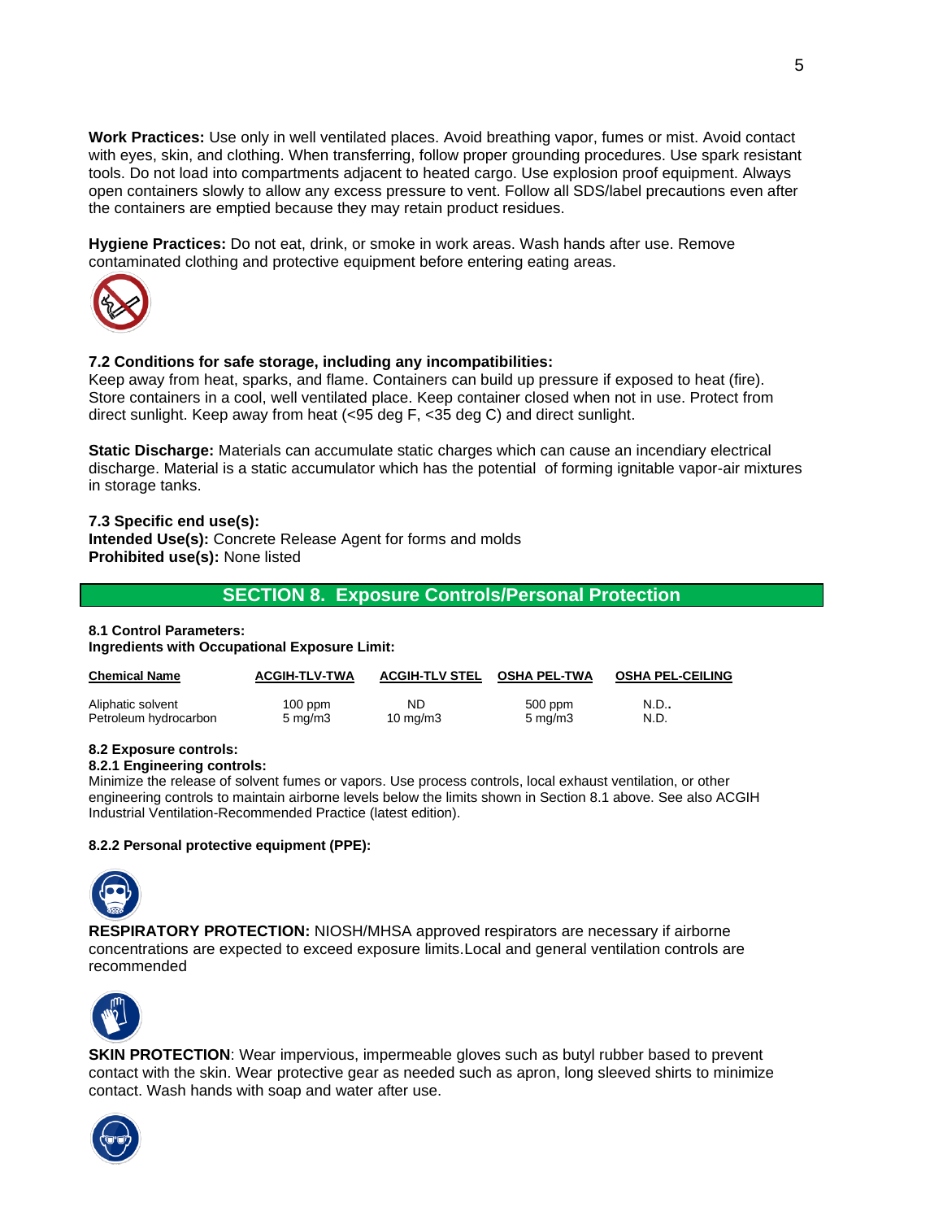**Work Practices:** Use only in well ventilated places. Avoid breathing vapor, fumes or mist. Avoid contact with eyes, skin, and clothing. When transferring, follow proper grounding procedures. Use spark resistant tools. Do not load into compartments adjacent to heated cargo. Use explosion proof equipment. Always open containers slowly to allow any excess pressure to vent. Follow all SDS/label precautions even after the containers are emptied because they may retain product residues.

**Hygiene Practices:** Do not eat, drink, or smoke in work areas. Wash hands after use. Remove contaminated clothing and protective equipment before entering eating areas.

**7.2 Conditions for safe storage, including any incompatibilities:**
Keep away from heat, sparks, and flame. Containers can build up pressure if exposed to heat (fire). Store containers in a cool, well ventilated place. Keep container closed when not in use. Protect from direct sunlight. Keep away from heat (<95 deg F, <35 deg C) and direct sunlight.

**Static Discharge:** Materials can accumulate static charges which can cause an incendiary electrical discharge. Material is a static accumulator which has the potential of forming ignitable vapor-air mixtures in storage tanks.

**7.3 Specific end use(s):**
**Intended Use(s):** Concrete Release Agent for forms and molds
**Prohibited use(s):** None listed

## SECTION 8. Exposure Controls/Personal Protection

**8.1 Control Parameters:**
**Ingredients with Occupational Exposure Limit:**

| Chemical Name | ACGIH-TLV-TWA | ACGIH-TLV STEL | OSHA PEL-TWA | OSHA PEL-CEILING |
|---|---|---|---|---|
| Aliphatic solvent | 100 ppm | ND | 500 ppm | N.D.. |
| Petroleum hydrocarbon | 5 mg/m3 | 10 mg/m3 | 5 mg/m3 | N.D. |

**8.2 Exposure controls:**
**8.2.1 Engineering controls:**
Minimize the release of solvent fumes or vapors. Use process controls, local exhaust ventilation, or other engineering controls to maintain airborne levels below the limits shown in Section 8.1 above. See also ACGIH Industrial Ventilation-Recommended Practice (latest edition).

**8.2.2 Personal protective equipment (PPE):**

**RESPIRATORY PROTECTION:** NIOSH/MHSA approved respirators are necessary if airborne concentrations are expected to exceed exposure limits.Local and general ventilation controls are recommended

**SKIN PROTECTION**: Wear impervious, impermeable gloves such as butyl rubber based to prevent contact with the skin. Wear protective gear as needed such as apron, long sleeved shirts to minimize contact. Wash hands with soap and water after use.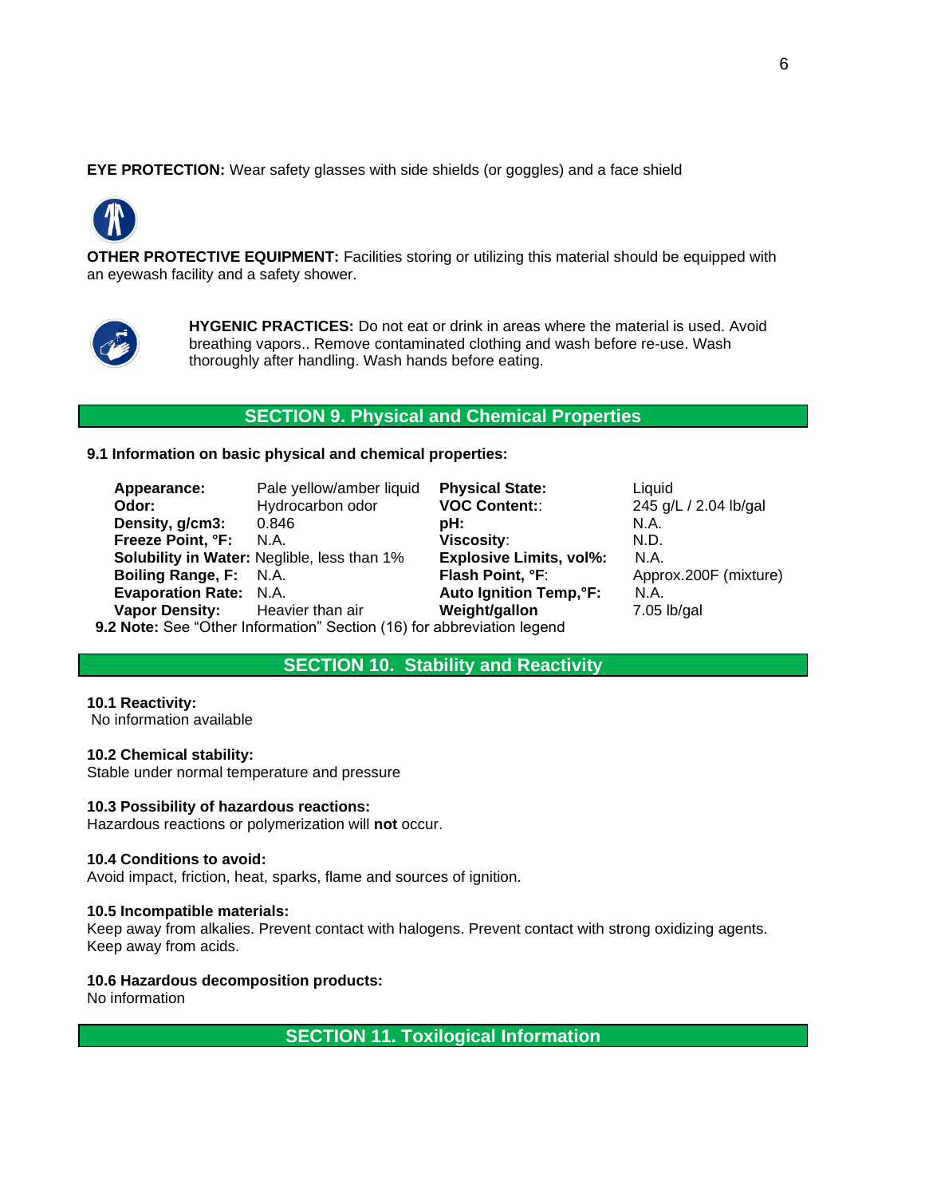**EYE PROTECTION:** Wear safety glasses with side shields (or goggles) and a face shield

**OTHER PROTECTIVE EQUIPMENT:** Facilities storing or utilizing this material should be equipped with an eyewash facility and a safety shower.

**HYGENIC PRACTICES:** Do not eat or drink in areas where the material is used. Avoid breathing vapors.. Remove contaminated clothing and wash before re-use. Wash thoroughly after handling. Wash hands before eating.

## SECTION 9. Physical and Chemical Properties

**9.1 Information on basic physical and chemical properties:**

| | | | |
|---|---|---|---|
| **Appearance:** | Pale yellow/amber liquid | **Physical State:** | Liquid |
| **Odor:** | Hydrocarbon odor | **VOC Content::** | 245 g/L / 2.04 lb/gal |
| **Density, g/cm3:** | 0.846 | **pH:** | N.A. |
| **Freeze Point, °F:** | N.A. | **Viscosity**: | N.D. |
| **Solubility in Water:** | Neglible, less than 1% | **Explosive Limits, vol%:** | N.A. |
| **Boiling Range, F:** | N.A. | **Flash Point, °F**: | Approx.200F (mixture) |
| **Evaporation Rate:** | N.A. | **Auto Ignition Temp,°F:** | N.A. |
| **Vapor Density:** | Heavier than air | **Weight/gallon** | 7.05 lb/gal |

**9.2 Note:** See "Other Information" Section (16) for abbreviation legend

## SECTION 10. Stability and Reactivity

**10.1 Reactivity:**
No information available

**10.2 Chemical stability:**
Stable under normal temperature and pressure

**10.3 Possibility of hazardous reactions:**
Hazardous reactions or polymerization will **not** occur.

**10.4 Conditions to avoid:**
Avoid impact, friction, heat, sparks, flame and sources of ignition.

**10.5 Incompatible materials:**
Keep away from alkalies. Prevent contact with halogens. Prevent contact with strong oxidizing agents. Keep away from acids.

**10.6 Hazardous decomposition products:**
No information

## SECTION 11. Toxilogical Information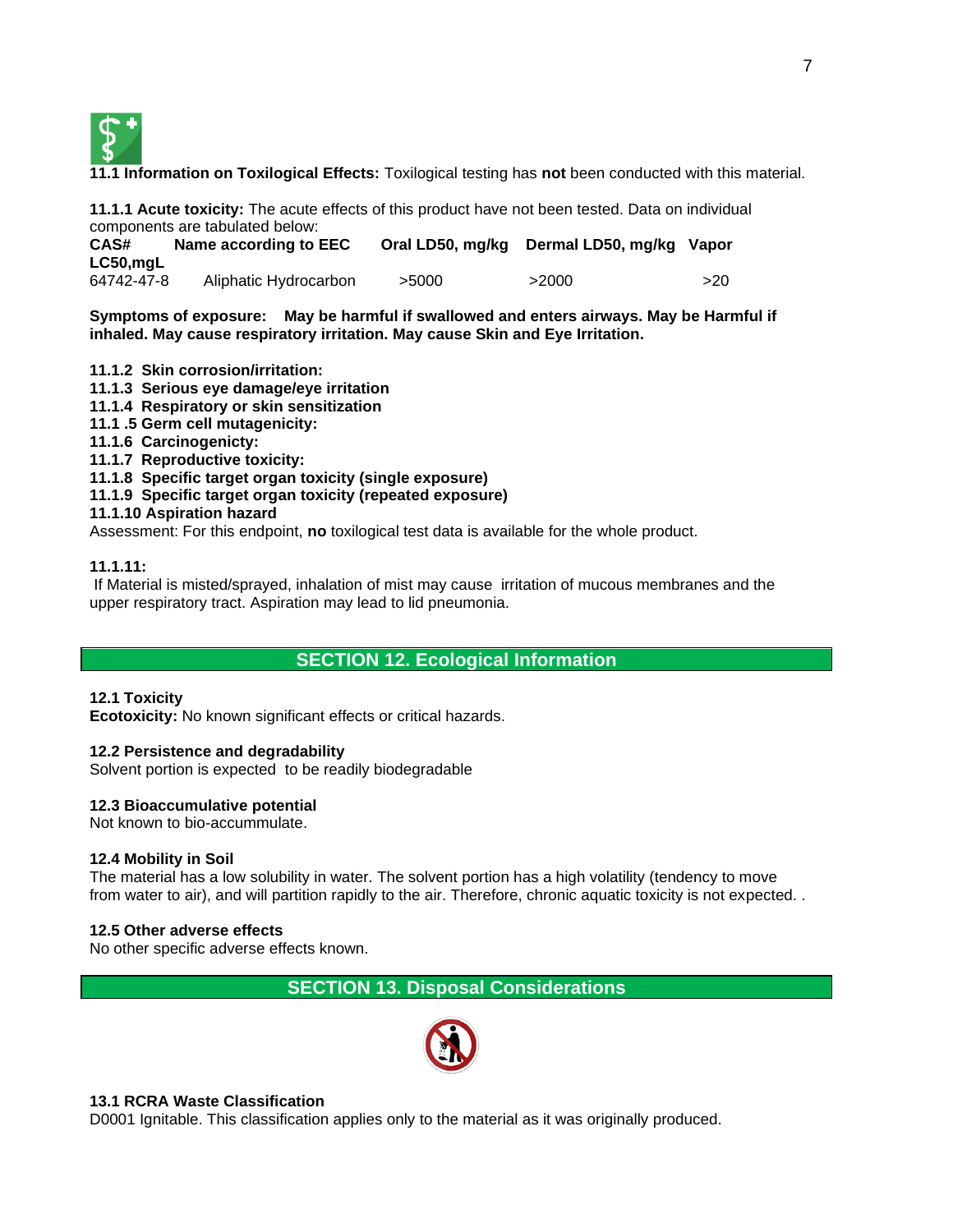**11.1 Information on Toxilogical Effects:** Toxilogical testing has **not** been conducted with this material.

**11.1.1 Acute toxicity:** The acute effects of this product have not been tested. Data on individual components are tabulated below:

| CAS# | Name according to EEC | Oral LD50, mg/kg | Dermal LD50, mg/kg | Vapor LC50,mgL |
|---|---|---|---|---|
| 64742-47-8 | Aliphatic Hydrocarbon | >5000 | >2000 | >20 |

**Symptoms of exposure: May be harmful if swallowed and enters airways. May be Harmful if inhaled. May cause respiratory irritation. May cause Skin and Eye Irritation.**

**11.1.2 Skin corrosion/irritation:**
**11.1.3 Serious eye damage/eye irritation**
**11.1.4 Respiratory or skin sensitization**
**11.1 .5 Germ cell mutagenicity:**
**11.1.6 Carcinogenicty:**
**11.1.7 Reproductive toxicity:**
**11.1.8 Specific target organ toxicity (single exposure)**
**11.1.9 Specific target organ toxicity (repeated exposure)**
**11.1.10 Aspiration hazard**
Assessment: For this endpoint, **no** toxilogical test data is available for the whole product.

**11.1.11:**
If Material is misted/sprayed, inhalation of mist may cause irritation of mucous membranes and the upper respiratory tract. Aspiration may lead to lid pneumonia.

## SECTION 12. Ecological Information

**12.1 Toxicity**
**Ecotoxicity:** No known significant effects or critical hazards.

**12.2 Persistence and degradability**
Solvent portion is expected to be readily biodegradable

**12.3 Bioaccumulative potential**
Not known to bio-accummulate.

**12.4 Mobility in Soil**
The material has a low solubility in water. The solvent portion has a high volatility (tendency to move from water to air), and will partition rapidly to the air. Therefore, chronic aquatic toxicity is not expected. .

**12.5 Other adverse effects**
No other specific adverse effects known.

## SECTION 13. Disposal Considerations

**13.1 RCRA Waste Classification**
D0001 Ignitable. This classification applies only to the material as it was originally produced.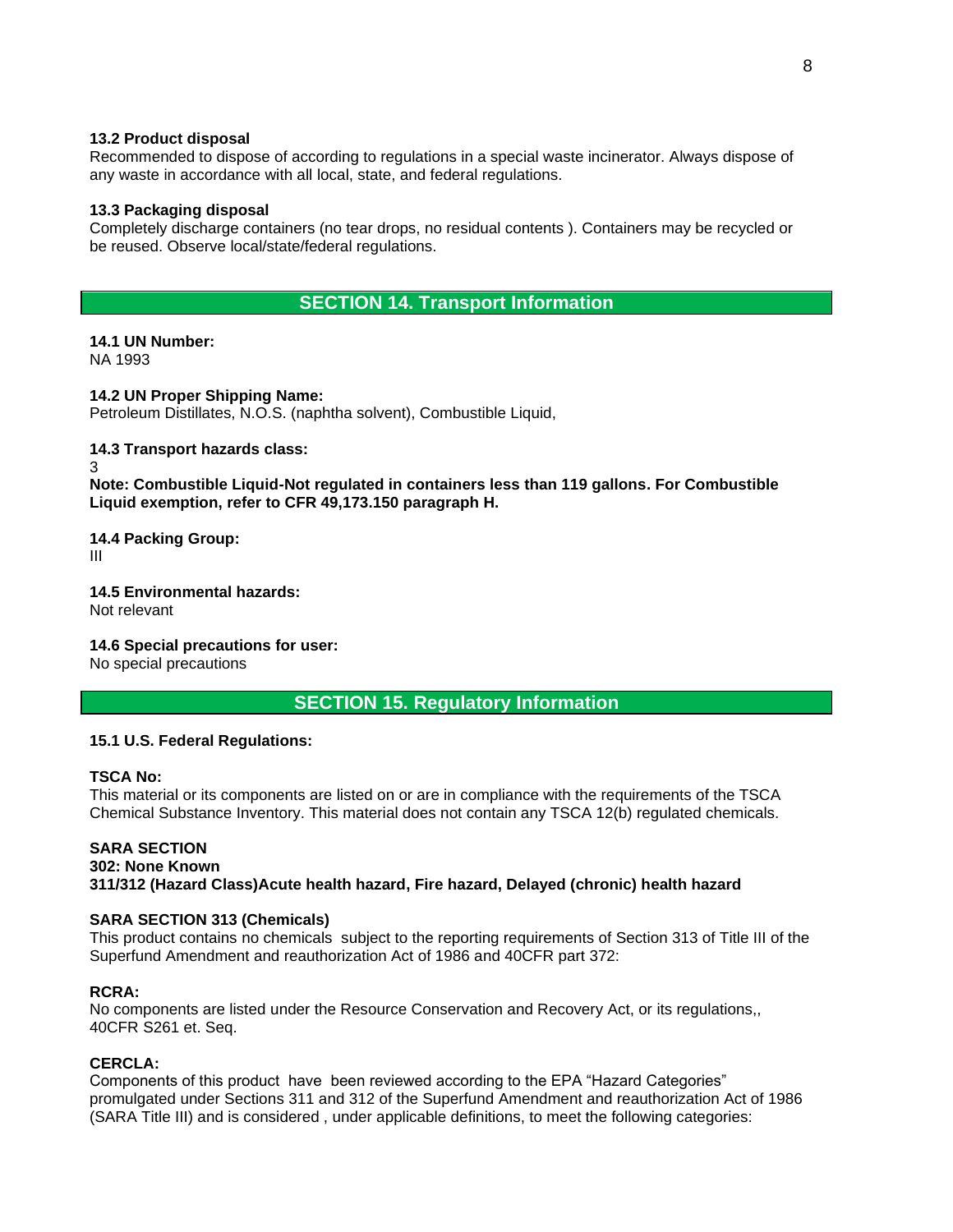**13.2 Product disposal**

Recommended to dispose of according to regulations in a special waste incinerator. Always dispose of any waste in accordance with all local, state, and federal regulations.

**13.3 Packaging disposal**

Completely discharge containers (no tear drops, no residual contents ). Containers may be recycled or be reused. Observe local/state/federal regulations.

## SECTION 14. Transport Information

**14.1 UN Number:**

NA 1993

**14.2 UN Proper Shipping Name:**

Petroleum Distillates, N.O.S. (naphtha solvent), Combustible Liquid,

**14.3 Transport hazards class:**

3

**Note: Combustible Liquid-Not regulated in containers less than 119 gallons. For Combustible Liquid exemption, refer to CFR 49,173.150 paragraph H.**

**14.4 Packing Group:**

III

**14.5 Environmental hazards:**

Not relevant

**14.6 Special precautions for user:**

No special precautions

## SECTION 15. Regulatory Information

**15.1 U.S. Federal Regulations:**

**TSCA No:**

This material or its components are listed on or are in compliance with the requirements of the TSCA Chemical Substance Inventory. This material does not contain any TSCA 12(b) regulated chemicals.

**SARA SECTION**
**302: None Known**
**311/312 (Hazard Class)Acute health hazard, Fire hazard, Delayed (chronic) health hazard**

**SARA SECTION 313 (Chemicals)**

This product contains no chemicals subject to the reporting requirements of Section 313 of Title III of the Superfund Amendment and reauthorization Act of 1986 and 40CFR part 372:

**RCRA:**

No components are listed under the Resource Conservation and Recovery Act, or its regulations,, 40CFR S261 et. Seq.

**CERCLA:**

Components of this product have been reviewed according to the EPA "Hazard Categories" promulgated under Sections 311 and 312 of the Superfund Amendment and reauthorization Act of 1986 (SARA Title III) and is considered , under applicable definitions, to meet the following categories: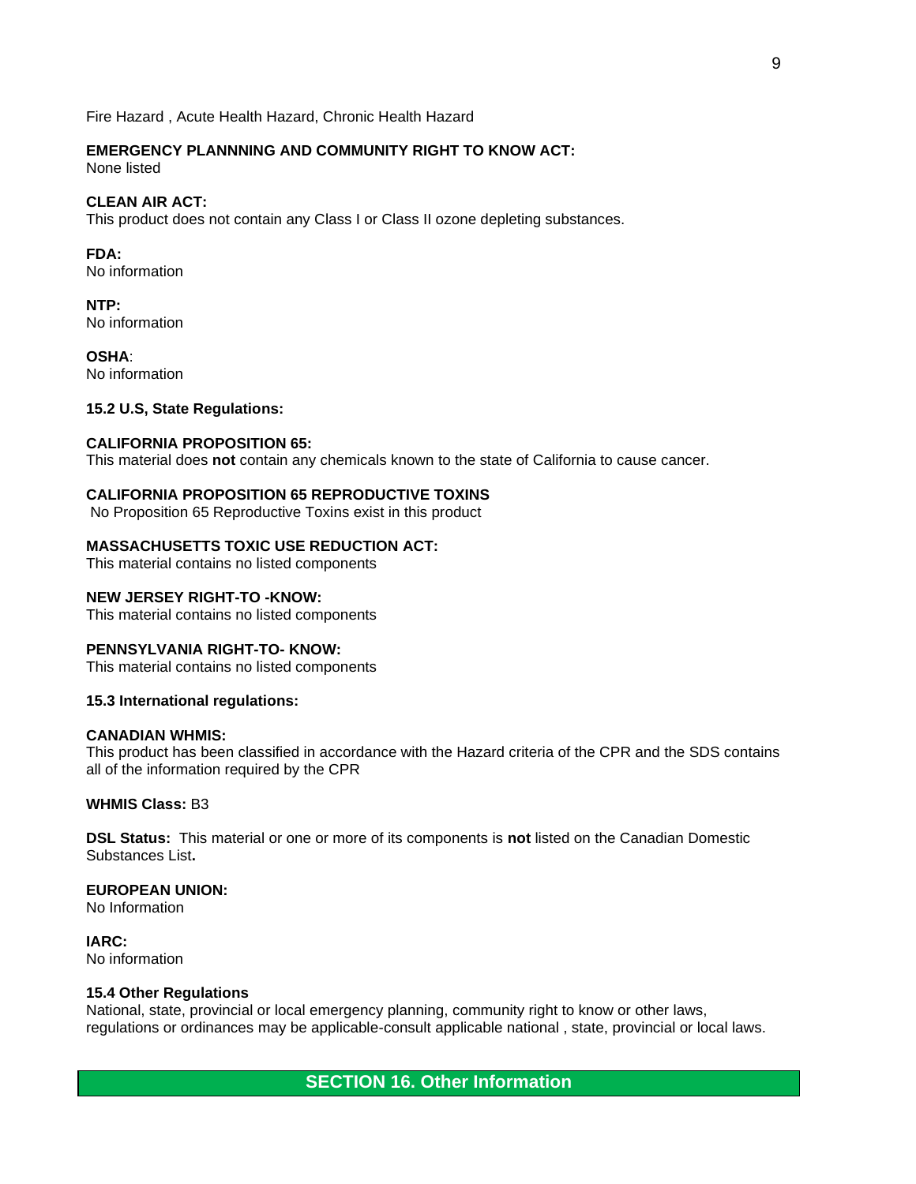Fire Hazard , Acute Health Hazard, Chronic Health Hazard

**EMERGENCY PLANNNING AND COMMUNITY RIGHT TO KNOW ACT:**
None listed

**CLEAN AIR ACT:**
This product does not contain any Class I or Class II ozone depleting substances.

**FDA:**
No information

**NTP:**
No information

**OSHA**:
No information

**15.2 U.S, State Regulations:**

**CALIFORNIA PROPOSITION 65:**
This material does **not** contain any chemicals known to the state of California to cause cancer.

**CALIFORNIA PROPOSITION 65 REPRODUCTIVE TOXINS**
No Proposition 65 Reproductive Toxins exist in this product

**MASSACHUSETTS TOXIC USE REDUCTION ACT:**
This material contains no listed components

**NEW JERSEY RIGHT-TO -KNOW:**
This material contains no listed components

**PENNSYLVANIA RIGHT-TO- KNOW:**
This material contains no listed components

**15.3 International regulations:**

**CANADIAN WHMIS:**
This product has been classified in accordance with the Hazard criteria of the CPR and the SDS contains all of the information required by the CPR

**WHMIS Class:** B3

**DSL Status:** This material or one or more of its components is **not** listed on the Canadian Domestic Substances List**.**

**EUROPEAN UNION:**
No Information

**IARC:**
No information

**15.4 Other Regulations**
National, state, provincial or local emergency planning, community right to know or other laws, regulations or ordinances may be applicable-consult applicable national , state, provincial or local laws.

## SECTION 16. Other Information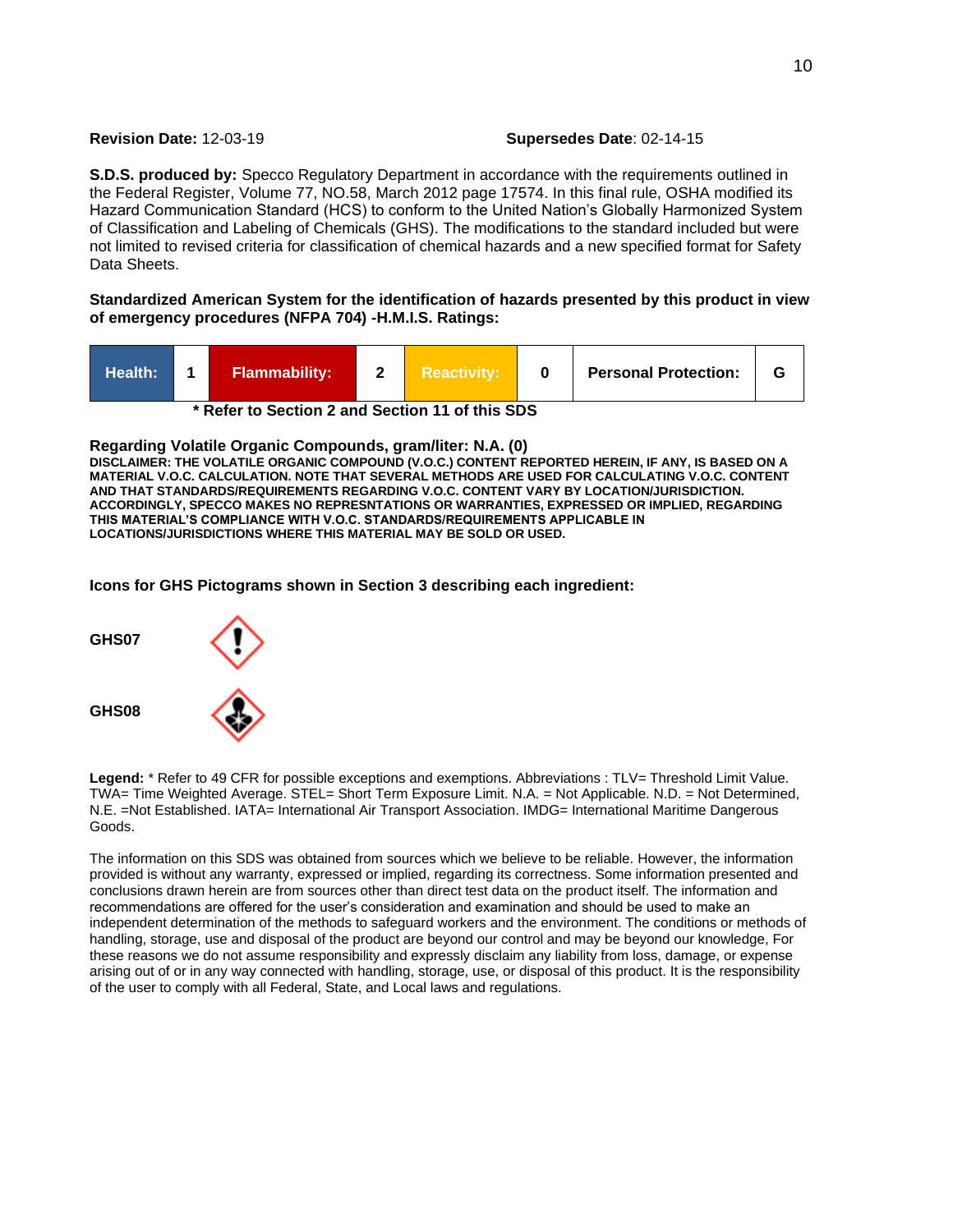**Revision Date:** 12-03-19 **Supersedes Date**: 02-14-15

**S.D.S. produced by:** Specco Regulatory Department in accordance with the requirements outlined in the Federal Register, Volume 77, NO.58, March 2012 page 17574. In this final rule, OSHA modified its Hazard Communication Standard (HCS) to conform to the United Nation's Globally Harmonized System of Classification and Labeling of Chemicals (GHS). The modifications to the standard included but were not limited to revised criteria for classification of chemical hazards and a new specified format for Safety Data Sheets.

**Standardized American System for the identification of hazards presented by this product in view of emergency procedures (NFPA 704) -H.M.I.S. Ratings:**

| | | | | | | | |
|---|---|---|---|---|---|---|---|
| **Health:** | **1** | **Flammability:** | **2** | **Reactivity:** | **0** | **Personal Protection:** | **G** |

**\* Refer to Section 2 and Section 11 of this SDS**

**Regarding Volatile Organic Compounds, gram/liter: N.A. (0)**

**DISCLAIMER: THE VOLATILE ORGANIC COMPOUND (V.O.C.) CONTENT REPORTED HEREIN, IF ANY, IS BASED ON A MATERIAL V.O.C. CALCULATION. NOTE THAT SEVERAL METHODS ARE USED FOR CALCULATING V.O.C. CONTENT AND THAT STANDARDS/REQUIREMENTS REGARDING V.O.C. CONTENT VARY BY LOCATION/JURISDICTION. ACCORDINGLY, SPECCO MAKES NO REPRESNTATIONS OR WARRANTIES, EXPRESSED OR IMPLIED, REGARDING THIS MATERIAL'S COMPLIANCE WITH V.O.C. STANDARDS/REQUIREMENTS APPLICABLE IN LOCATIONS/JURISDICTIONS WHERE THIS MATERIAL MAY BE SOLD OR USED.**

**Icons for GHS Pictograms shown in Section 3 describing each ingredient:**

**GHS07**

**GHS08**

**Legend:** * Refer to 49 CFR for possible exceptions and exemptions. Abbreviations : TLV= Threshold Limit Value. TWA= Time Weighted Average. STEL= Short Term Exposure Limit. N.A. = Not Applicable. N.D. = Not Determined, N.E. =Not Established. IATA= International Air Transport Association. IMDG= International Maritime Dangerous Goods.

The information on this SDS was obtained from sources which we believe to be reliable. However, the information provided is without any warranty, expressed or implied, regarding its correctness. Some information presented and conclusions drawn herein are from sources other than direct test data on the product itself. The information and recommendations are offered for the user's consideration and examination and should be used to make an independent determination of the methods to safeguard workers and the environment. The conditions or methods of handling, storage, use and disposal of the product are beyond our control and may be beyond our knowledge, For these reasons we do not assume responsibility and expressly disclaim any liability from loss, damage, or expense arising out of or in any way connected with handling, storage, use, or disposal of this product. It is the responsibility of the user to comply with all Federal, State, and Local laws and regulations.